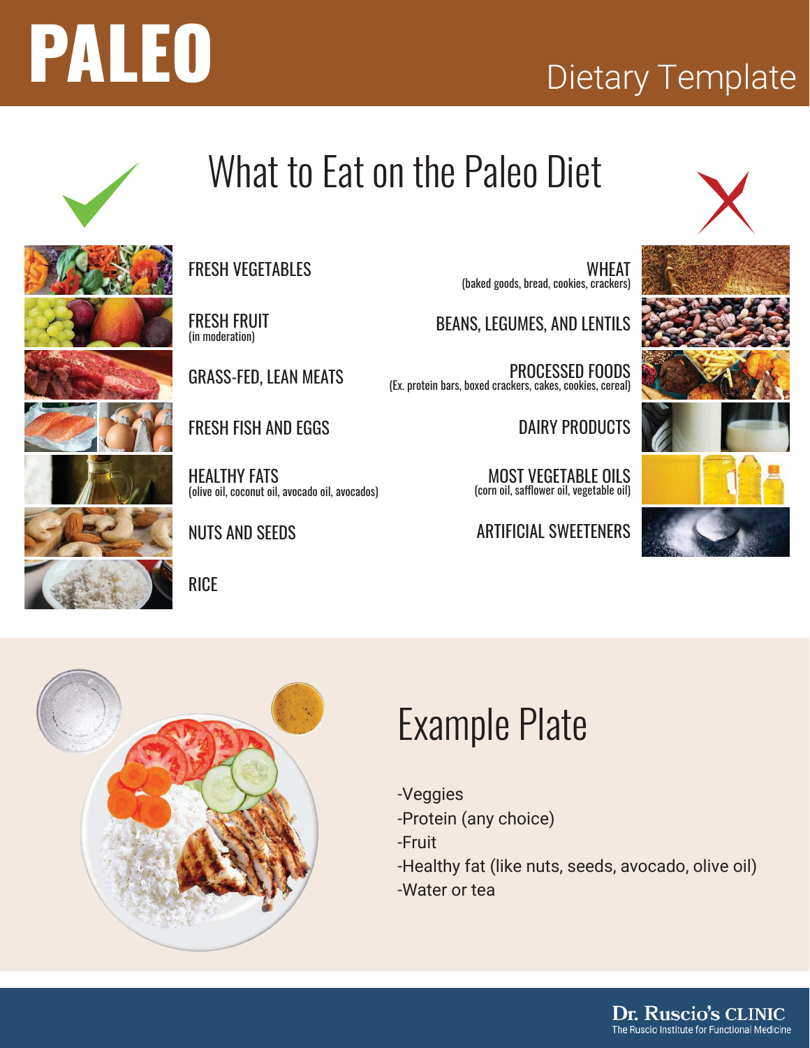# PALEO

Dietary Template

## What to Eat on the Paleo Diet

| ✓ Eat | ✗ Avoid |
| --- | --- |
| FRESH VEGETABLES | WHEAT (baked goods, bread, cookies, crackers) |
| FRESH FRUIT (in moderation) | BEANS, LEGUMES, AND LENTILS |
| GRASS-FED, LEAN MEATS | PROCESSED FOODS (Ex. protein bars, boxed crackers, cakes, cookies, cereal) |
| FRESH FISH AND EGGS | DAIRY PRODUCTS |
| HEALTHY FATS (olive oil, coconut oil, avocado oil, avocados) | MOST VEGETABLE OILS (corn oil, safflower oil, vegetable oil) |
| NUTS AND SEEDS | ARTIFICIAL SWEETENERS |
| RICE | |

## Example Plate

-Veggies
-Protein (any choice)
-Fruit
-Healthy fat (like nuts, seeds, avocado, olive oil)
-Water or tea

Dr. Ruscio's CLINIC
The Ruscio Institute for Functional Medicine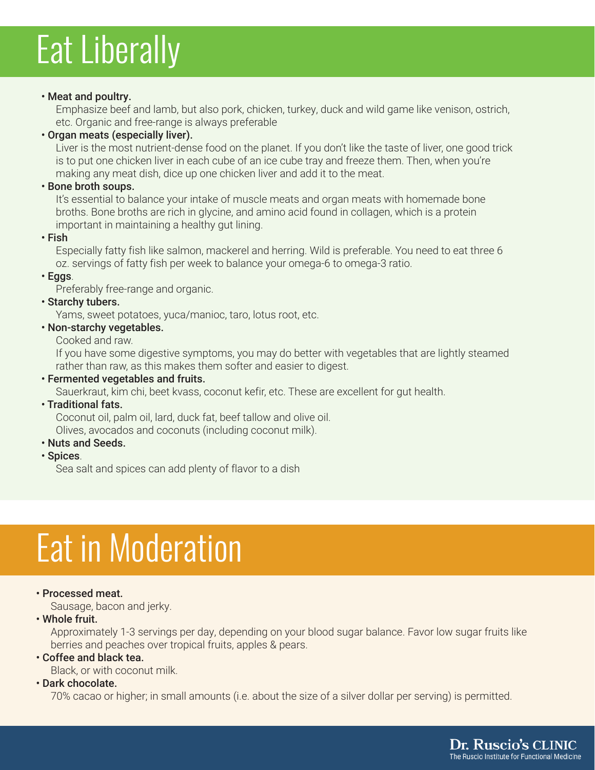# Eat Liberally

- **Meat and poultry.**
  Emphasize beef and lamb, but also pork, chicken, turkey, duck and wild game like venison, ostrich, etc. Organic and free-range is always preferable
- **Organ meats (especially liver).**
  Liver is the most nutrient-dense food on the planet. If you don't like the taste of liver, one good trick is to put one chicken liver in each cube of an ice cube tray and freeze them. Then, when you're making any meat dish, dice up one chicken liver and add it to the meat.
- **Bone broth soups.**
  It's essential to balance your intake of muscle meats and organ meats with homemade bone broths. Bone broths are rich in glycine, and amino acid found in collagen, which is a protein important in maintaining a healthy gut lining.
- **Fish**
  Especially fatty fish like salmon, mackerel and herring. Wild is preferable. You need to eat three 6 oz. servings of fatty fish per week to balance your omega-6 to omega-3 ratio.
- **Eggs**.
  Preferably free-range and organic.
- **Starchy tubers.**
  Yams, sweet potatoes, yuca/manioc, taro, lotus root, etc.
- **Non-starchy vegetables.**
  Cooked and raw.
  If you have some digestive symptoms, you may do better with vegetables that are lightly steamed rather than raw, as this makes them softer and easier to digest.
- **Fermented vegetables and fruits.**
  Sauerkraut, kim chi, beet kvass, coconut kefir, etc. These are excellent for gut health.
- **Traditional fats.**
  Coconut oil, palm oil, lard, duck fat, beef tallow and olive oil.
  Olives, avocados and coconuts (including coconut milk).
- **Nuts and Seeds.**
- **Spices**.
  Sea salt and spices can add plenty of flavor to a dish

# Eat in Moderation

- **Processed meat.**
  Sausage, bacon and jerky.
- **Whole fruit.**
  Approximately 1-3 servings per day, depending on your blood sugar balance. Favor low sugar fruits like berries and peaches over tropical fruits, apples & pears.
- **Coffee and black tea.**
  Black, or with coconut milk.
- **Dark chocolate.**
  70% cacao or higher; in small amounts (i.e. about the size of a silver dollar per serving) is permitted.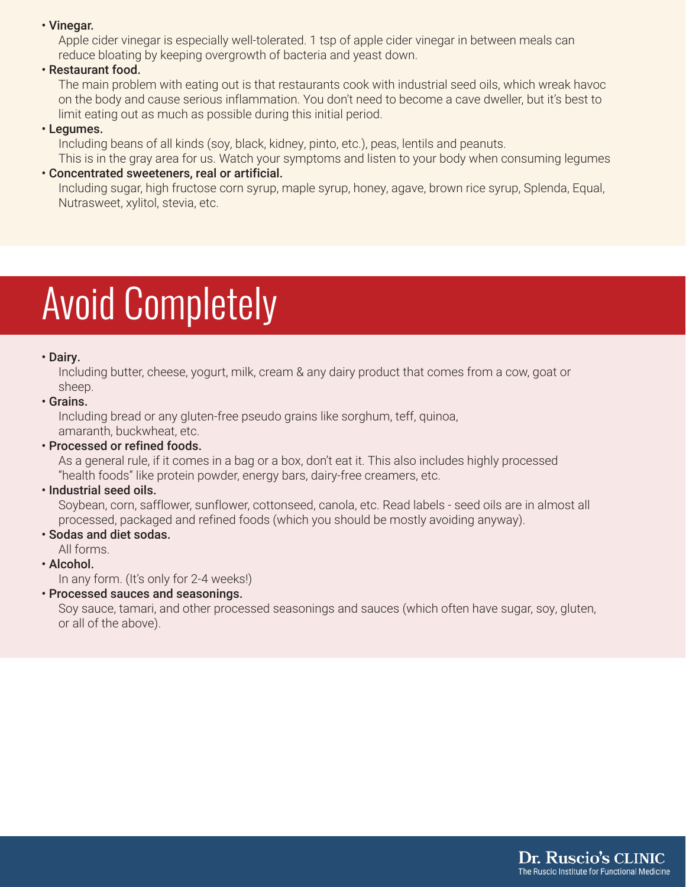- **Vinegar.**
  Apple cider vinegar is especially well-tolerated. 1 tsp of apple cider vinegar in between meals can reduce bloating by keeping overgrowth of bacteria and yeast down.
- **Restaurant food.**
  The main problem with eating out is that restaurants cook with industrial seed oils, which wreak havoc on the body and cause serious inflammation. You don't need to become a cave dweller, but it's best to limit eating out as much as possible during this initial period.
- **Legumes.**
  Including beans of all kinds (soy, black, kidney, pinto, etc.), peas, lentils and peanuts.
  This is in the gray area for us. Watch your symptoms and listen to your body when consuming legumes
- **Concentrated sweeteners, real or artificial.**
  Including sugar, high fructose corn syrup, maple syrup, honey, agave, brown rice syrup, Splenda, Equal, Nutrasweet, xylitol, stevia, etc.

# Avoid Completely

- **Dairy.**
  Including butter, cheese, yogurt, milk, cream & any dairy product that comes from a cow, goat or sheep.
- **Grains.**
  Including bread or any gluten-free pseudo grains like sorghum, teff, quinoa, amaranth, buckwheat, etc.
- **Processed or refined foods.**
  As a general rule, if it comes in a bag or a box, don't eat it. This also includes highly processed "health foods" like protein powder, energy bars, dairy-free creamers, etc.
- **Industrial seed oils.**
  Soybean, corn, safflower, sunflower, cottonseed, canola, etc. Read labels - seed oils are in almost all processed, packaged and refined foods (which you should be mostly avoiding anyway).
- **Sodas and diet sodas.**
  All forms.
- **Alcohol.**
  In any form. (It's only for 2-4 weeks!)
- **Processed sauces and seasonings.**
  Soy sauce, tamari, and other processed seasonings and sauces (which often have sugar, soy, gluten, or all of the above).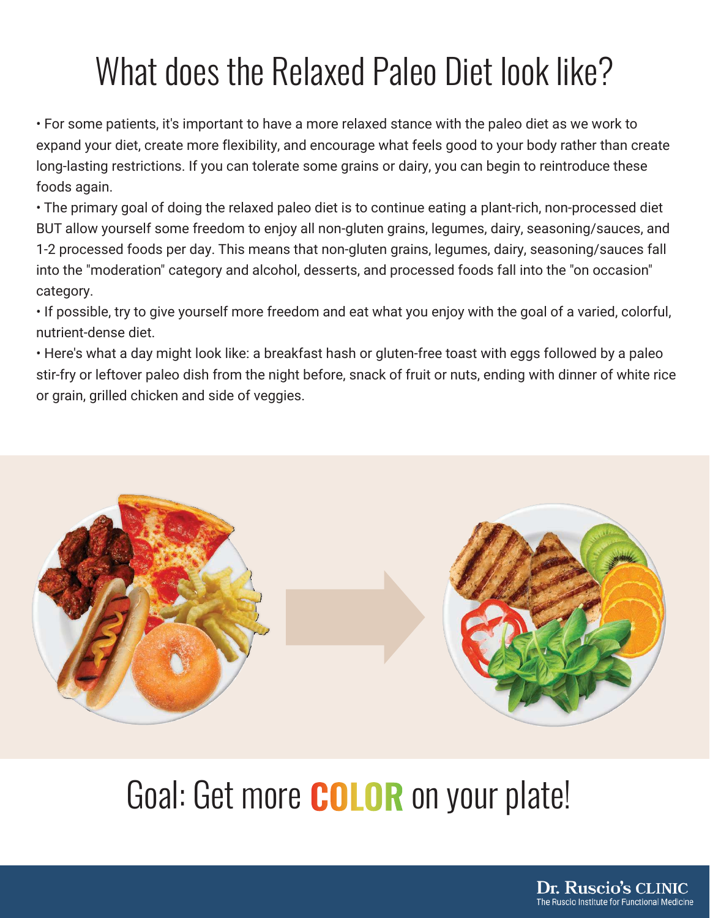# What does the Relaxed Paleo Diet look like?

- For some patients, it's important to have a more relaxed stance with the paleo diet as we work to expand your diet, create more flexibility, and encourage what feels good to your body rather than create long-lasting restrictions. If you can tolerate some grains or dairy, you can begin to reintroduce these foods again.
- The primary goal of doing the relaxed paleo diet is to continue eating a plant-rich, non-processed diet BUT allow yourself some freedom to enjoy all non-gluten grains, legumes, dairy, seasoning/sauces, and 1-2 processed foods per day. This means that non-gluten grains, legumes, dairy, seasoning/sauces fall into the "moderation" category and alcohol, desserts, and processed foods fall into the "on occasion" category.
- If possible, try to give yourself more freedom and eat what you enjoy with the goal of a varied, colorful, nutrient-dense diet.
- Here's what a day might look like: a breakfast hash or gluten-free toast with eggs followed by a paleo stir-fry or leftover paleo dish from the night before, snack of fruit or nuts, ending with dinner of white rice or grain, grilled chicken and side of veggies.

## Goal: Get more **COLOR** on your plate!